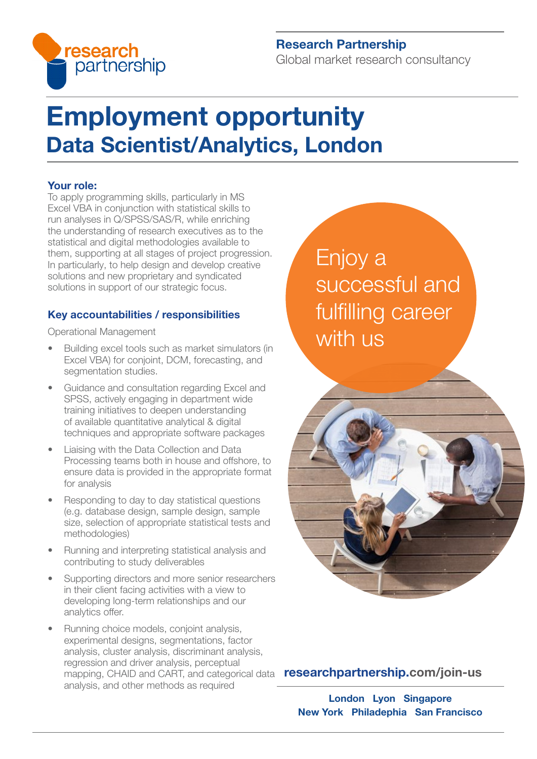**Research Partnership**
Global market research consultancy

# Employment opportunity

## Data Scientist/Analytics, London

### Your role:

To apply programming skills, particularly in MS Excel VBA in conjunction with statistical skills to run analyses in Q/SPSS/SAS/R, while enriching the understanding of research executives as to the statistical and digital methodologies available to them, supporting at all stages of project progression. In particularly, to help design and develop creative solutions and new proprietary and syndicated solutions in support of our strategic focus.

### Key accountabilities / responsibilities

Operational Management

- Building excel tools such as market simulators (in Excel VBA) for conjoint, DCM, forecasting, and segmentation studies.
- Guidance and consultation regarding Excel and SPSS, actively engaging in department wide training initiatives to deepen understanding of available quantitative analytical & digital techniques and appropriate software packages
- Liaising with the Data Collection and Data Processing teams both in house and offshore, to ensure data is provided in the appropriate format for analysis
- Responding to day to day statistical questions (e.g. database design, sample design, sample size, selection of appropriate statistical tests and methodologies)
- Running and interpreting statistical analysis and contributing to study deliverables
- Supporting directors and more senior researchers in their client facing activities with a view to developing long-term relationships and our analytics offer.
- Running choice models, conjoint analysis, experimental designs, segmentations, factor analysis, cluster analysis, discriminant analysis, regression and driver analysis, perceptual mapping, CHAID and CART, and categorical data analysis, and other methods as required

Enjoy a successful and fulfilling career with us

**researchpartnership.com/join-us**

**London Lyon Singapore**
**New York Philadelphia San Francisco**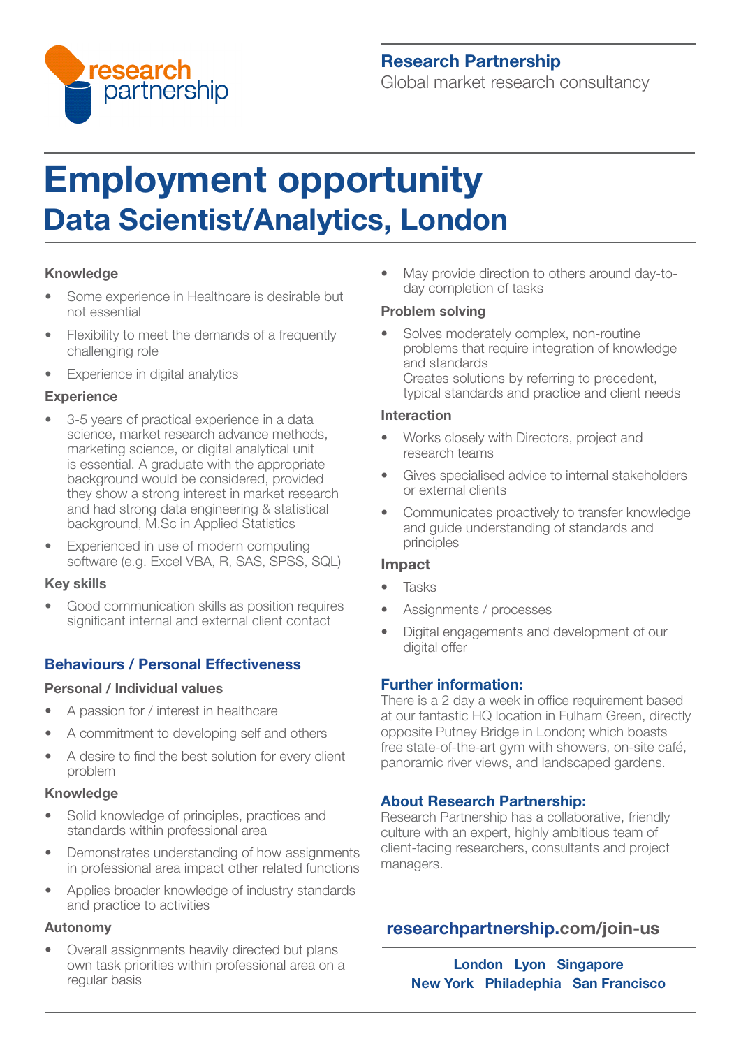**Research Partnership**
Global market research consultancy

# Employment opportunity

## Data Scientist/Analytics, London

#### Knowledge

- Some experience in Healthcare is desirable but not essential
- Flexibility to meet the demands of a frequently challenging role
- Experience in digital analytics

#### Experience

- 3-5 years of practical experience in a data science, market research advance methods, marketing science, or digital analytical unit is essential. A graduate with the appropriate background would be considered, provided they show a strong interest in market research and had strong data engineering & statistical background, M.Sc in Applied Statistics
- Experienced in use of modern computing software (e.g. Excel VBA, R, SAS, SPSS, SQL)

#### Key skills

- Good communication skills as position requires significant internal and external client contact

### Behaviours / Personal Effectiveness

#### Personal / Individual values

- A passion for / interest in healthcare
- A commitment to developing self and others
- A desire to find the best solution for every client problem

#### Knowledge

- Solid knowledge of principles, practices and standards within professional area
- Demonstrates understanding of how assignments in professional area impact other related functions
- Applies broader knowledge of industry standards and practice to activities

#### Autonomy

- Overall assignments heavily directed but plans own task priorities within professional area on a regular basis
- May provide direction to others around day-to-day completion of tasks

#### Problem solving

- Solves moderately complex, non-routine problems that require integration of knowledge and standards
  Creates solutions by referring to precedent, typical standards and practice and client needs

#### Interaction

- Works closely with Directors, project and research teams
- Gives specialised advice to internal stakeholders or external clients
- Communicates proactively to transfer knowledge and guide understanding of standards and principles

#### Impact

- Tasks
- Assignments / processes
- Digital engagements and development of our digital offer

### Further information:

There is a 2 day a week in office requirement based at our fantastic HQ location in Fulham Green, directly opposite Putney Bridge in London; which boasts free state-of-the-art gym with showers, on-site café, panoramic river views, and landscaped gardens.

### About Research Partnership:

Research Partnership has a collaborative, friendly culture with an expert, highly ambitious team of client-facing researchers, consultants and project managers.

**researchpartnership.com/join-us**

**London Lyon Singapore**
**New York Philadelphia San Francisco**